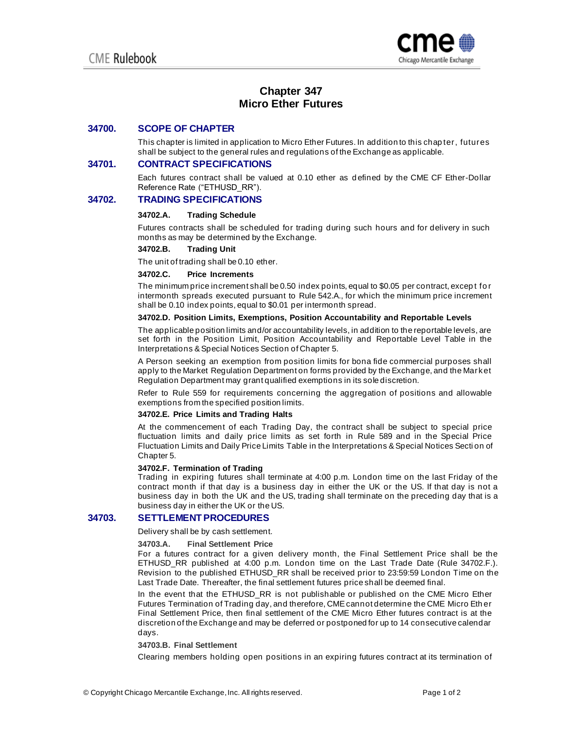# Chapter 347
# Micro Ether Futures

## 34700. SCOPE OF CHAPTER

This chapter is limited in application to Micro Ether Futures. In addition to this chapter, futures shall be subject to the general rules and regulations of the Exchange as applicable.

## 34701. CONTRACT SPECIFICATIONS

Each futures contract shall be valued at 0.10 ether as defined by the CME CF Ether-Dollar Reference Rate ("ETHUSD_RR").

## 34702. TRADING SPECIFICATIONS

### 34702.A. Trading Schedule

Futures contracts shall be scheduled for trading during such hours and for delivery in such months as may be determined by the Exchange.

### 34702.B. Trading Unit

The unit of trading shall be 0.10 ether.

### 34702.C. Price Increments

The minimum price increment shall be 0.50 index points, equal to $0.05 per contract, except for intermonth spreads executed pursuant to Rule 542.A., for which the minimum price increment shall be 0.10 index points, equal to $0.01 per intermonth spread.

### 34702.D. Position Limits, Exemptions, Position Accountability and Reportable Levels

The applicable position limits and/or accountability levels, in addition to the reportable levels, are set forth in the Position Limit, Position Accountability and Reportable Level Table in the Interpretations & Special Notices Section of Chapter 5.

A Person seeking an exemption from position limits for bona fide commercial purposes shall apply to the Market Regulation Department on forms provided by the Exchange, and the Market Regulation Department may grant qualified exemptions in its sole discretion.

Refer to Rule 559 for requirements concerning the aggregation of positions and allowable exemptions from the specified position limits.

### 34702.E. Price Limits and Trading Halts

At the commencement of each Trading Day, the contract shall be subject to special price fluctuation limits and daily price limits as set forth in Rule 589 and in the Special Price Fluctuation Limits and Daily Price Limits Table in the Interpretations & Special Notices Section of Chapter 5.

### 34702.F. Termination of Trading

Trading in expiring futures shall terminate at 4:00 p.m. London time on the last Friday of the contract month if that day is a business day in either the UK or the US. If that day is not a business day in both the UK and the US, trading shall terminate on the preceding day that is a business day in either the UK or the US.

## 34703. SETTLEMENT PROCEDURES

Delivery shall be by cash settlement.

### 34703.A. Final Settlement Price

For a futures contract for a given delivery month, the Final Settlement Price shall be the ETHUSD_RR published at 4:00 p.m. London time on the Last Trade Date (Rule 34702.F.). Revision to the published ETHUSD_RR shall be received prior to 23:59:59 London Time on the Last Trade Date. Thereafter, the final settlement futures price shall be deemed final.

In the event that the ETHUSD_RR is not publishable or published on the CME Micro Ether Futures Termination of Trading day, and therefore, CME cannot determine the CME Micro Ether Final Settlement Price, then final settlement of the CME Micro Ether futures contract is at the discretion of the Exchange and may be deferred or postponed for up to 14 consecutive calendar days.

### 34703.B. Final Settlement

Clearing members holding open positions in an expiring futures contract at its termination of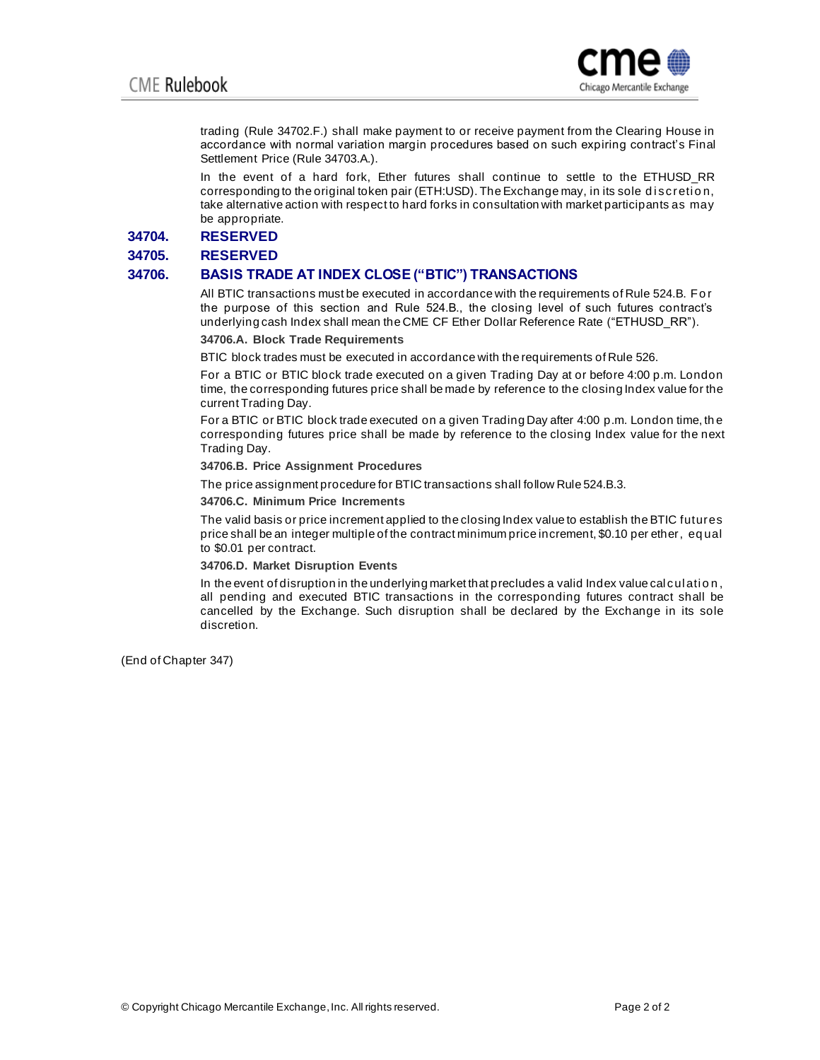trading (Rule 34702.F.) shall make payment to or receive payment from the Clearing House in accordance with normal variation margin procedures based on such expiring contract's Final Settlement Price (Rule 34703.A.).

In the event of a hard fork, Ether futures shall continue to settle to the ETHUSD_RR corresponding to the original token pair (ETH:USD). The Exchange may, in its sole discretion, take alternative action with respect to hard forks in consultation with market participants as may be appropriate.

## 34704. RESERVED

## 34705. RESERVED

## 34706. BASIS TRADE AT INDEX CLOSE ("BTIC") TRANSACTIONS

All BTIC transactions must be executed in accordance with the requirements of Rule 524.B. For the purpose of this section and Rule 524.B., the closing level of such futures contract's underlying cash Index shall mean the CME CF Ether Dollar Reference Rate ("ETHUSD_RR").

**34706.A. Block Trade Requirements**

BTIC block trades must be executed in accordance with the requirements of Rule 526.

For a BTIC or BTIC block trade executed on a given Trading Day at or before 4:00 p.m. London time, the corresponding futures price shall be made by reference to the closing Index value for the current Trading Day.

For a BTIC or BTIC block trade executed on a given Trading Day after 4:00 p.m. London time, the corresponding futures price shall be made by reference to the closing Index value for the next Trading Day.

**34706.B. Price Assignment Procedures**

The price assignment procedure for BTIC transactions shall follow Rule 524.B.3.

**34706.C. Minimum Price Increments**

The valid basis or price increment applied to the closing Index value to establish the BTIC futures price shall be an integer multiple of the contract minimum price increment, $0.10 per ether, equal to $0.01 per contract.

**34706.D. Market Disruption Events**

In the event of disruption in the underlying market that precludes a valid Index value calculation, all pending and executed BTIC transactions in the corresponding futures contract shall be cancelled by the Exchange. Such disruption shall be declared by the Exchange in its sole discretion.

(End of Chapter 347)